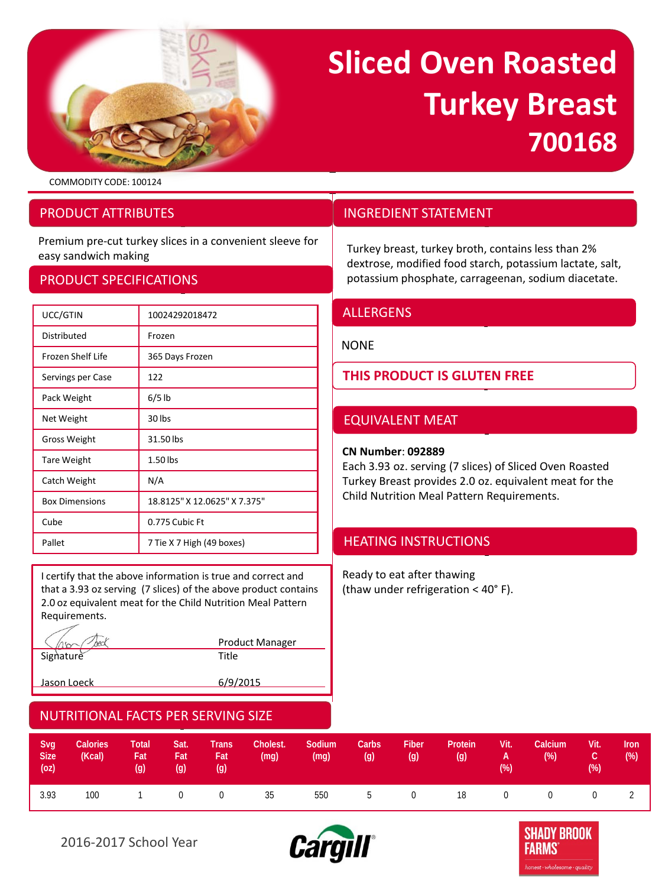# Sliced Oven Roasted Turkey Breast 700168

COMMODITY CODE: 100124

## PRODUCT ATTRIBUTES

Premium pre-cut turkey slices in a convenient sleeve for easy sandwich making

## PRODUCT SPECIFICATIONS

| | |
|---|---|
| UCC/GTIN | 10024292018472 |
| Distributed | Frozen |
| Frozen Shelf Life | 365 Days Frozen |
| Servings per Case | 122 |
| Pack Weight | 6/5 lb |
| Net Weight | 30 lbs |
| Gross Weight | 31.50 lbs |
| Tare Weight | 1.50 lbs |
| Catch Weight | N/A |
| Box Dimensions | 18.8125" X 12.0625" X 7.375" |
| Cube | 0.775 Cubic Ft |
| Pallet | 7 Tie X 7 High (49 boxes) |

I certify that the above information is true and correct and that a 3.93 oz serving (7 slices) of the above product contains 2.0 oz equivalent meat for the Child Nutrition Meal Pattern Requirements.

Signature: ______ Title: Product Manager

Jason Loeck 6/9/2015

## INGREDIENT STATEMENT

Turkey breast, turkey broth, contains less than 2% dextrose, modified food starch, potassium lactate, salt, potassium phosphate, carrageenan, sodium diacetate.

## ALLERGENS

NONE

**THIS PRODUCT IS GLUTEN FREE**

## EQUIVALENT MEAT

**CN Number**: **092889**

Each 3.93 oz. serving (7 slices) of Sliced Oven Roasted Turkey Breast provides 2.0 oz. equivalent meat for the Child Nutrition Meal Pattern Requirements.

## HEATING INSTRUCTIONS

Ready to eat after thawing (thaw under refrigeration < 40° F).

## NUTRITIONAL FACTS PER SERVING SIZE

| Svg Size (oz) | Calories (Kcal) | Total Fat (g) | Sat. Fat (g) | Trans Fat (g) | Cholest. (mg) | Sodium (mg) | Carbs (g) | Fiber (g) | Protein (g) | Vit. A (%) | Calcium (%) | Vit. C (%) | Iron (%) |
|---|---|---|---|---|---|---|---|---|---|---|---|---|---|
| 3.93 | 100 | 1 | 0 | 0 | 35 | 550 | 5 | 0 | 18 | 0 | 0 | 0 | 2 |

2016-2017 School Year

Cargill®

SHADY BROOK FARMS® honest · wholesome · quality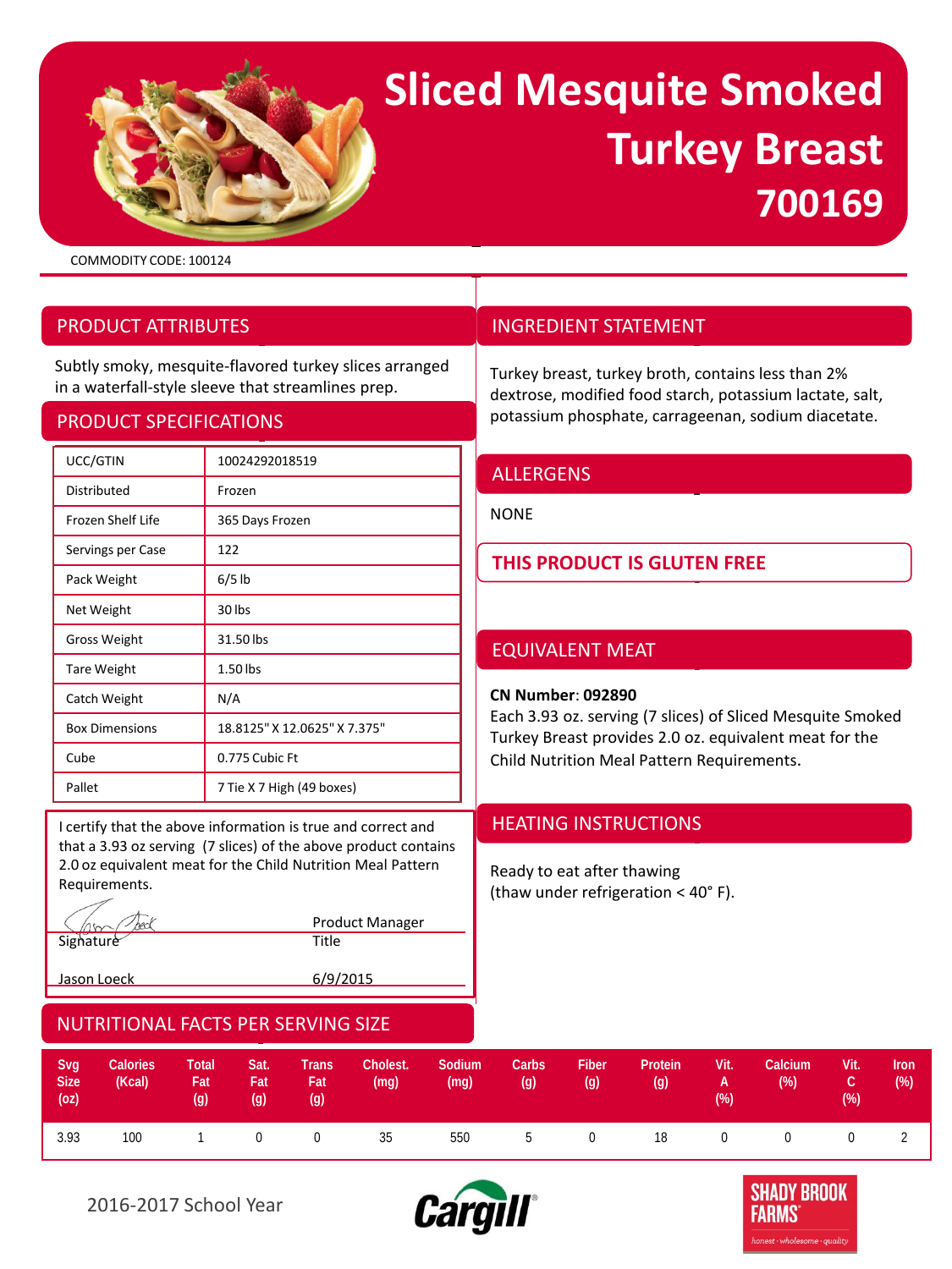# Sliced Mesquite Smoked Turkey Breast

# 700169

COMMODITY CODE: 100124

## PRODUCT ATTRIBUTES

Subtly smoky, mesquite-flavored turkey slices arranged in a waterfall-style sleeve that streamlines prep.

## PRODUCT SPECIFICATIONS

| | |
|---|---|
| UCC/GTIN | 10024292018519 |
| Distributed | Frozen |
| Frozen Shelf Life | 365 Days Frozen |
| Servings per Case | 122 |
| Pack Weight | 6/5 lb |
| Net Weight | 30 lbs |
| Gross Weight | 31.50 lbs |
| Tare Weight | 1.50 lbs |
| Catch Weight | N/A |
| Box Dimensions | 18.8125" X 12.0625" X 7.375" |
| Cube | 0.775 Cubic Ft |
| Pallet | 7 Tie X 7 High (49 boxes) |

I certify that the above information is true and correct and that a 3.93 oz serving (7 slices) of the above product contains 2.0 oz equivalent meat for the Child Nutrition Meal Pattern Requirements.

Signature: Jason Loeck
Title: Product Manager

Jason Loeck
6/9/2015

## INGREDIENT STATEMENT

Turkey breast, turkey broth, contains less than 2% dextrose, modified food starch, potassium lactate, salt, potassium phosphate, carrageenan, sodium diacetate.

## ALLERGENS

NONE

**THIS PRODUCT IS GLUTEN FREE**

## EQUIVALENT MEAT

**CN Number**: **092890**
Each 3.93 oz. serving (7 slices) of Sliced Mesquite Smoked Turkey Breast provides 2.0 oz. equivalent meat for the Child Nutrition Meal Pattern Requirements.

## HEATING INSTRUCTIONS

Ready to eat after thawing
(thaw under refrigeration < 40° F).

## NUTRITIONAL FACTS PER SERVING SIZE

| Svg Size (oz) | Calories (Kcal) | Total Fat (g) | Sat. Fat (g) | Trans Fat (g) | Cholest. (mg) | Sodium (mg) | Carbs (g) | Fiber (g) | Protein (g) | Vit. A (%) | Calcium (%) | Vit. C (%) | Iron (%) |
|---|---|---|---|---|---|---|---|---|---|---|---|---|---|
| 3.93 | 100 | 1 | 0 | 0 | 35 | 550 | 5 | 0 | 18 | 0 | 0 | 0 | 2 |

2016-2017 School Year

Cargill

SHADY BROOK FARMS
honest · wholesome · quality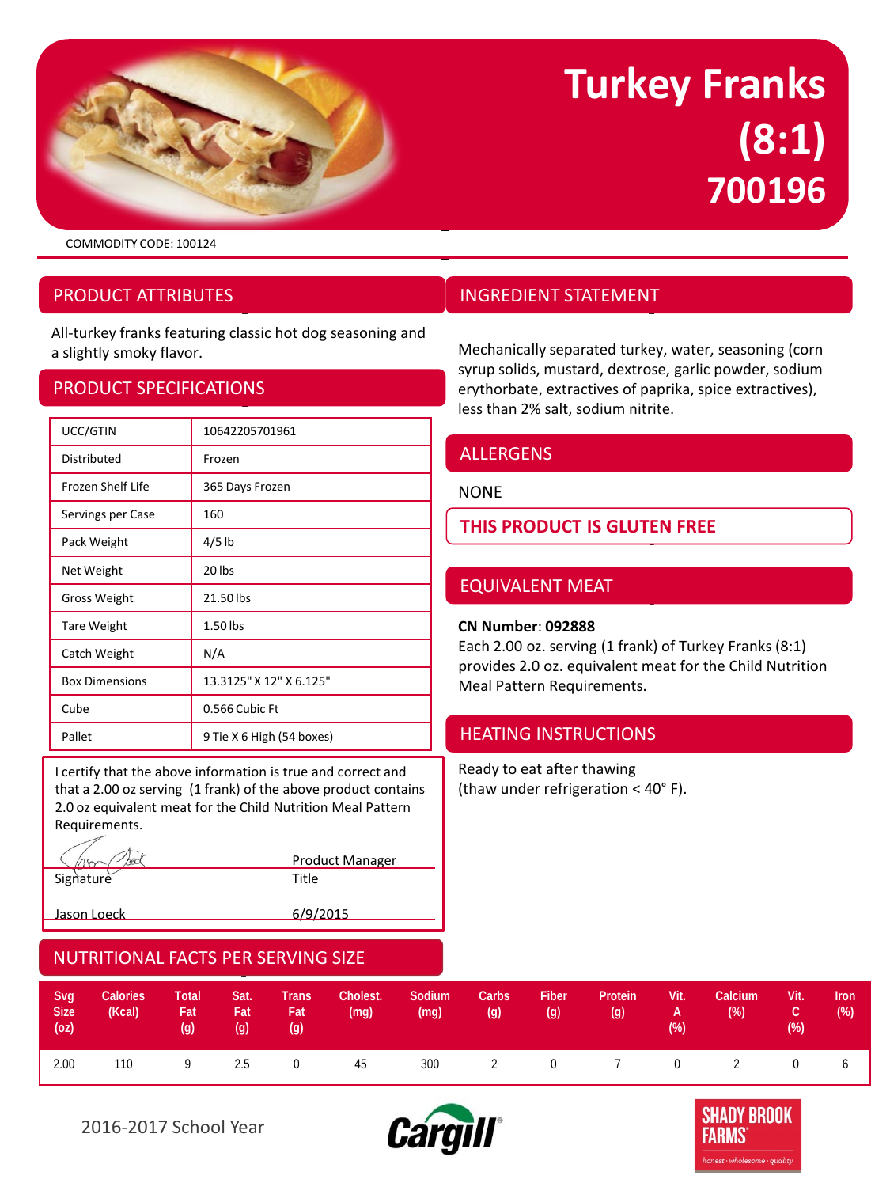# Turkey Franks (8:1) 700196

COMMODITY CODE: 100124

## PRODUCT ATTRIBUTES

All-turkey franks featuring classic hot dog seasoning and a slightly smoky flavor.

## PRODUCT SPECIFICATIONS

| | |
|---|---|
| UCC/GTIN | 10642205701961 |
| Distributed | Frozen |
| Frozen Shelf Life | 365 Days Frozen |
| Servings per Case | 160 |
| Pack Weight | 4/5 lb |
| Net Weight | 20 lbs |
| Gross Weight | 21.50 lbs |
| Tare Weight | 1.50 lbs |
| Catch Weight | N/A |
| Box Dimensions | 13.3125" X 12" X 6.125" |
| Cube | 0.566 Cubic Ft |
| Pallet | 9 Tie X 6 High (54 boxes) |

I certify that the above information is true and correct and that a 2.00 oz serving (1 frank) of the above product contains 2.0 oz equivalent meat for the Child Nutrition Meal Pattern Requirements.

Signature: Jason Loeck — Title: Product Manager

Jason Loeck — 6/9/2015

## INGREDIENT STATEMENT

Mechanically separated turkey, water, seasoning (corn syrup solids, mustard, dextrose, garlic powder, sodium erythorbate, extractives of paprika, spice extractives), less than 2% salt, sodium nitrite.

## ALLERGENS

NONE

**THIS PRODUCT IS GLUTEN FREE**

## EQUIVALENT MEAT

**CN Number**: **092888**

Each 2.00 oz. serving (1 frank) of Turkey Franks (8:1) provides 2.0 oz. equivalent meat for the Child Nutrition Meal Pattern Requirements.

## HEATING INSTRUCTIONS

Ready to eat after thawing (thaw under refrigeration < 40° F).

## NUTRITIONAL FACTS PER SERVING SIZE

| Svg Size (oz) | Calories (Kcal) | Total Fat (g) | Sat. Fat (g) | Trans Fat (g) | Cholest. (mg) | Sodium (mg) | Carbs (g) | Fiber (g) | Protein (g) | Vit. A (%) | Calcium (%) | Vit. C (%) | Iron (%) |
|---|---|---|---|---|---|---|---|---|---|---|---|---|---|
| 2.00 | 110 | 9 | 2.5 | 0 | 45 | 300 | 2 | 0 | 7 | 0 | 2 | 0 | 6 |

2016-2017 School Year

Cargill® — SHADY BROOK FARMS® honest · wholesome · quality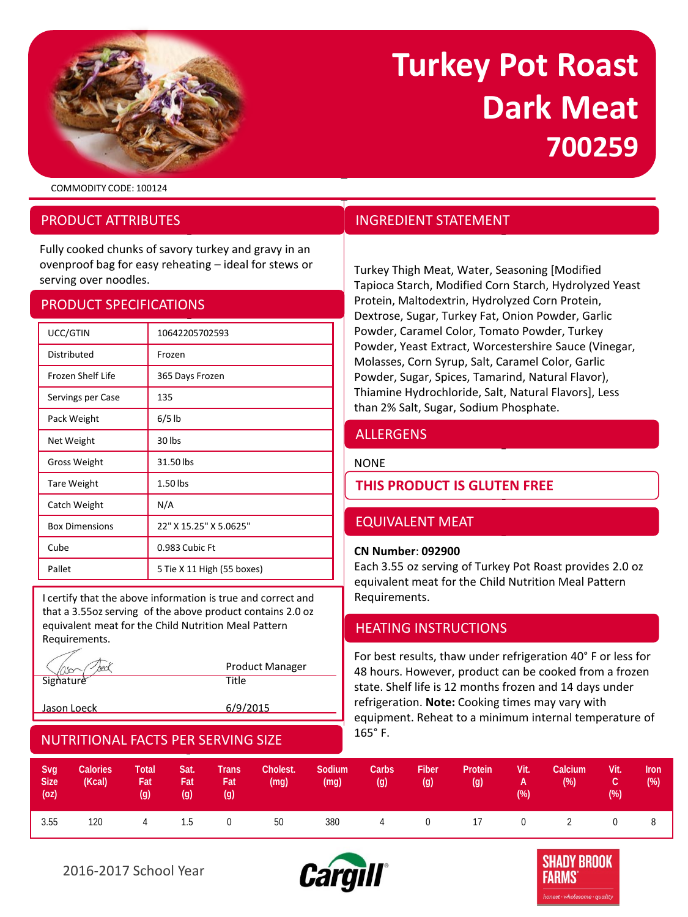# Turkey Pot Roast Dark Meat 700259

COMMODITY CODE: 100124

## PRODUCT ATTRIBUTES

Fully cooked chunks of savory turkey and gravy in an ovenproof bag for easy reheating – ideal for stews or serving over noodles.

## PRODUCT SPECIFICATIONS

| | |
|---|---|
| UCC/GTIN | 10642205702593 |
| Distributed | Frozen |
| Frozen Shelf Life | 365 Days Frozen |
| Servings per Case | 135 |
| Pack Weight | 6/5 lb |
| Net Weight | 30 lbs |
| Gross Weight | 31.50 lbs |
| Tare Weight | 1.50 lbs |
| Catch Weight | N/A |
| Box Dimensions | 22" X 15.25" X 5.0625" |
| Cube | 0.983 Cubic Ft |
| Pallet | 5 Tie X 11 High (55 boxes) |

I certify that the above information is true and correct and that a 3.55oz serving of the above product contains 2.0 oz equivalent meat for the Child Nutrition Meal Pattern Requirements.

| | |
|---|---|
| Signature | Product Manager<br>Title |
| Jason Loeck | 6/9/2015 |

## INGREDIENT STATEMENT

Turkey Thigh Meat, Water, Seasoning [Modified Tapioca Starch, Modified Corn Starch, Hydrolyzed Yeast Protein, Maltodextrin, Hydrolyzed Corn Protein, Dextrose, Sugar, Turkey Fat, Onion Powder, Garlic Powder, Caramel Color, Tomato Powder, Turkey Powder, Yeast Extract, Worcestershire Sauce (Vinegar, Molasses, Corn Syrup, Salt, Caramel Color, Garlic Powder, Sugar, Spices, Tamarind, Natural Flavor), Thiamine Hydrochloride, Salt, Natural Flavors], Less than 2% Salt, Sugar, Sodium Phosphate.

## ALLERGENS

NONE

**THIS PRODUCT IS GLUTEN FREE**

## EQUIVALENT MEAT

**CN Number**: **092900**

Each 3.55 oz serving of Turkey Pot Roast provides 2.0 oz equivalent meat for the Child Nutrition Meal Pattern Requirements.

## HEATING INSTRUCTIONS

For best results, thaw under refrigeration 40° F or less for 48 hours. However, product can be cooked from a frozen state. Shelf life is 12 months frozen and 14 days under refrigeration. **Note:** Cooking times may vary with equipment. Reheat to a minimum internal temperature of 165° F.

## NUTRITIONAL FACTS PER SERVING SIZE

| Svg Size (oz) | Calories (Kcal) | Total Fat (g) | Sat. Fat (g) | Trans Fat (g) | Cholest. (mg) | Sodium (mg) | Carbs (g) | Fiber (g) | Protein (g) | Vit. A (%) | Calcium (%) | Vit. C (%) | Iron (%) |
|---|---|---|---|---|---|---|---|---|---|---|---|---|---|
| 3.55 | 120 | 4 | 1.5 | 0 | 50 | 380 | 4 | 0 | 17 | 0 | 2 | 0 | 8 |

2016-2017 School Year

Cargill

SHADY BROOK FARMS
honest · wholesome · quality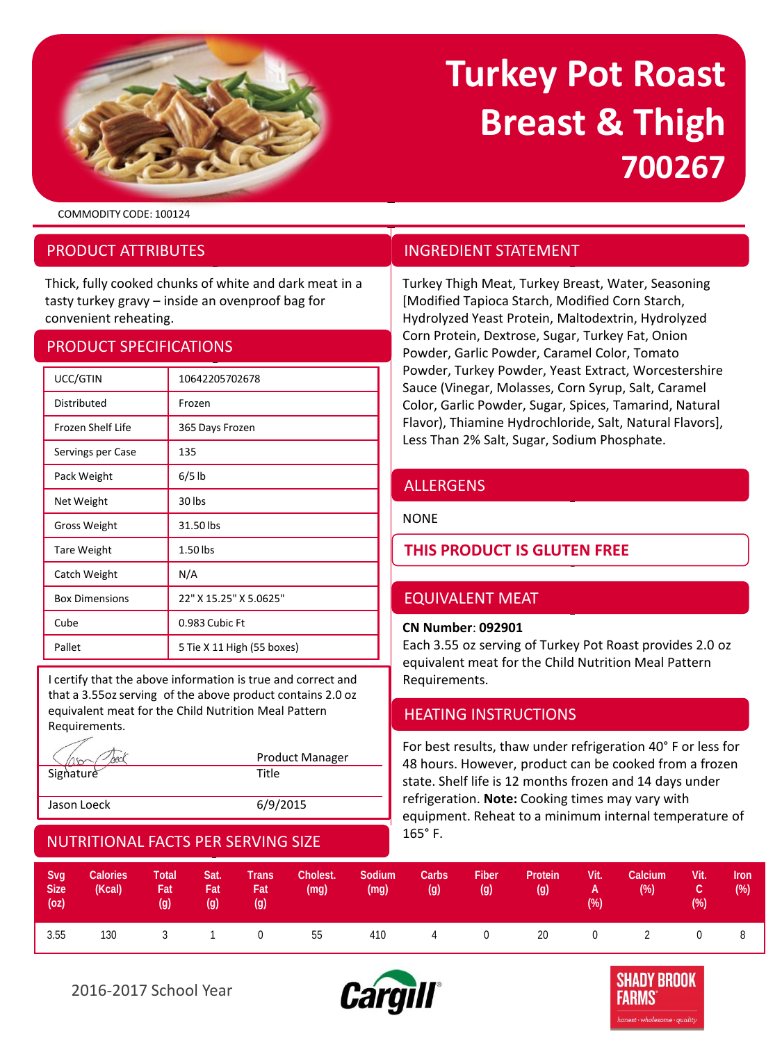# Turkey Pot Roast Breast & Thigh 700267

COMMODITY CODE: 100124

## PRODUCT ATTRIBUTES

Thick, fully cooked chunks of white and dark meat in a tasty turkey gravy – inside an ovenproof bag for convenient reheating.

## PRODUCT SPECIFICATIONS

| | |
|---|---|
| UCC/GTIN | 10642205702678 |
| Distributed | Frozen |
| Frozen Shelf Life | 365 Days Frozen |
| Servings per Case | 135 |
| Pack Weight | 6/5 lb |
| Net Weight | 30 lbs |
| Gross Weight | 31.50 lbs |
| Tare Weight | 1.50 lbs |
| Catch Weight | N/A |
| Box Dimensions | 22" X 15.25" X 5.0625" |
| Cube | 0.983 Cubic Ft |
| Pallet | 5 Tie X 11 High (55 boxes) |

I certify that the above information is true and correct and that a 3.55oz serving of the above product contains 2.0 oz equivalent meat for the Child Nutrition Meal Pattern Requirements.

| Signature | Product Manager<br>Title |
|---|---|
| Jason Loeck | 6/9/2015 |

## INGREDIENT STATEMENT

Turkey Thigh Meat, Turkey Breast, Water, Seasoning [Modified Tapioca Starch, Modified Corn Starch, Hydrolyzed Yeast Protein, Maltodextrin, Hydrolyzed Corn Protein, Dextrose, Sugar, Turkey Fat, Onion Powder, Garlic Powder, Caramel Color, Tomato Powder, Turkey Powder, Yeast Extract, Worcestershire Sauce (Vinegar, Molasses, Corn Syrup, Salt, Caramel Color, Garlic Powder, Sugar, Spices, Tamarind, Natural Flavor), Thiamine Hydrochloride, Salt, Natural Flavors], Less Than 2% Salt, Sugar, Sodium Phosphate.

## ALLERGENS

NONE

**THIS PRODUCT IS GLUTEN FREE**

## EQUIVALENT MEAT

**CN Number**: **092901**

Each 3.55 oz serving of Turkey Pot Roast provides 2.0 oz equivalent meat for the Child Nutrition Meal Pattern Requirements.

## HEATING INSTRUCTIONS

For best results, thaw under refrigeration 40° F or less for 48 hours. However, product can be cooked from a frozen state. Shelf life is 12 months frozen and 14 days under refrigeration. **Note:** Cooking times may vary with equipment. Reheat to a minimum internal temperature of 165° F.

## NUTRITIONAL FACTS PER SERVING SIZE

| Svg Size (oz) | Calories (Kcal) | Total Fat (g) | Sat. Fat (g) | Trans Fat (g) | Cholest. (mg) | Sodium (mg) | Carbs (g) | Fiber (g) | Protein (g) | Vit. A (%) | Calcium (%) | Vit. C (%) | Iron (%) |
|---|---|---|---|---|---|---|---|---|---|---|---|---|---|
| 3.55 | 130 | 3 | 1 | 0 | 55 | 410 | 4 | 0 | 20 | 0 | 2 | 0 | 8 |

2016-2017 School Year

Cargill

SHADY BROOK FARMS honest · wholesome · quality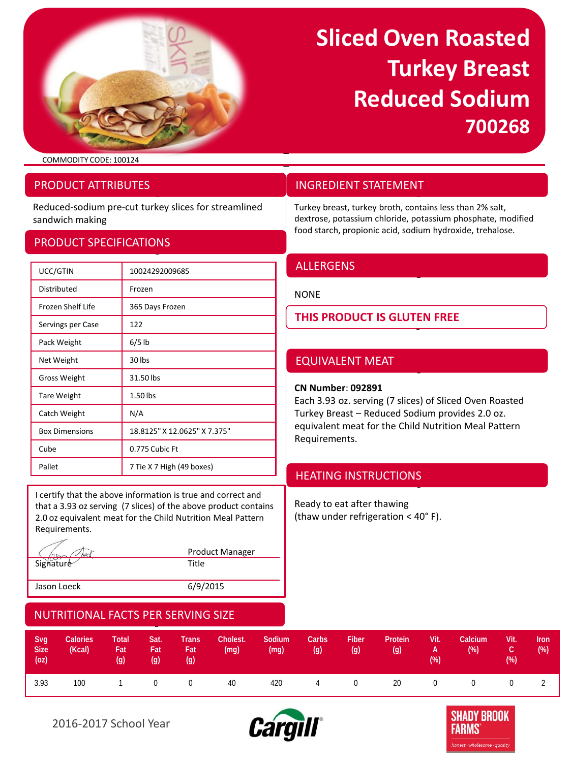# Sliced Oven Roasted Turkey Breast Reduced Sodium 700268

COMMODITY CODE: 100124

## PRODUCT ATTRIBUTES

Reduced-sodium pre-cut turkey slices for streamlined sandwich making

## PRODUCT SPECIFICATIONS

| | |
|---|---|
| UCC/GTIN | 10024292009685 |
| Distributed | Frozen |
| Frozen Shelf Life | 365 Days Frozen |
| Servings per Case | 122 |
| Pack Weight | 6/5 lb |
| Net Weight | 30 lbs |
| Gross Weight | 31.50 lbs |
| Tare Weight | 1.50 lbs |
| Catch Weight | N/A |
| Box Dimensions | 18.8125" X 12.0625" X 7.375" |
| Cube | 0.775 Cubic Ft |
| Pallet | 7 Tie X 7 High (49 boxes) |

I certify that the above information is true and correct and that a 3.93 oz serving (7 slices) of the above product contains 2.0 oz equivalent meat for the Child Nutrition Meal Pattern Requirements.

| Signature | Product Manager<br>Title |
|---|---|
| Jason Loeck | 6/9/2015 |

## INGREDIENT STATEMENT

Turkey breast, turkey broth, contains less than 2% salt, dextrose, potassium chloride, potassium phosphate, modified food starch, propionic acid, sodium hydroxide, trehalose.

## ALLERGENS

NONE

**THIS PRODUCT IS GLUTEN FREE**

## EQUIVALENT MEAT

**CN Number**: **092891**

Each 3.93 oz. serving (7 slices) of Sliced Oven Roasted Turkey Breast – Reduced Sodium provides 2.0 oz. equivalent meat for the Child Nutrition Meal Pattern Requirements.

## HEATING INSTRUCTIONS

Ready to eat after thawing
(thaw under refrigeration < 40° F).

## NUTRITIONAL FACTS PER SERVING SIZE

| Svg Size (oz) | Calories (Kcal) | Total Fat (g) | Sat. Fat (g) | Trans Fat (g) | Cholest. (mg) | Sodium (mg) | Carbs (g) | Fiber (g) | Protein (g) | Vit. A (%) | Calcium (%) | Vit. C (%) | Iron (%) |
|---|---|---|---|---|---|---|---|---|---|---|---|---|---|
| 3.93 | 100 | 1 | 0 | 0 | 40 | 420 | 4 | 0 | 20 | 0 | 0 | 0 | 2 |

2016-2017 School Year

Cargill

SHADY BROOK FARMS
honest · wholesome · quality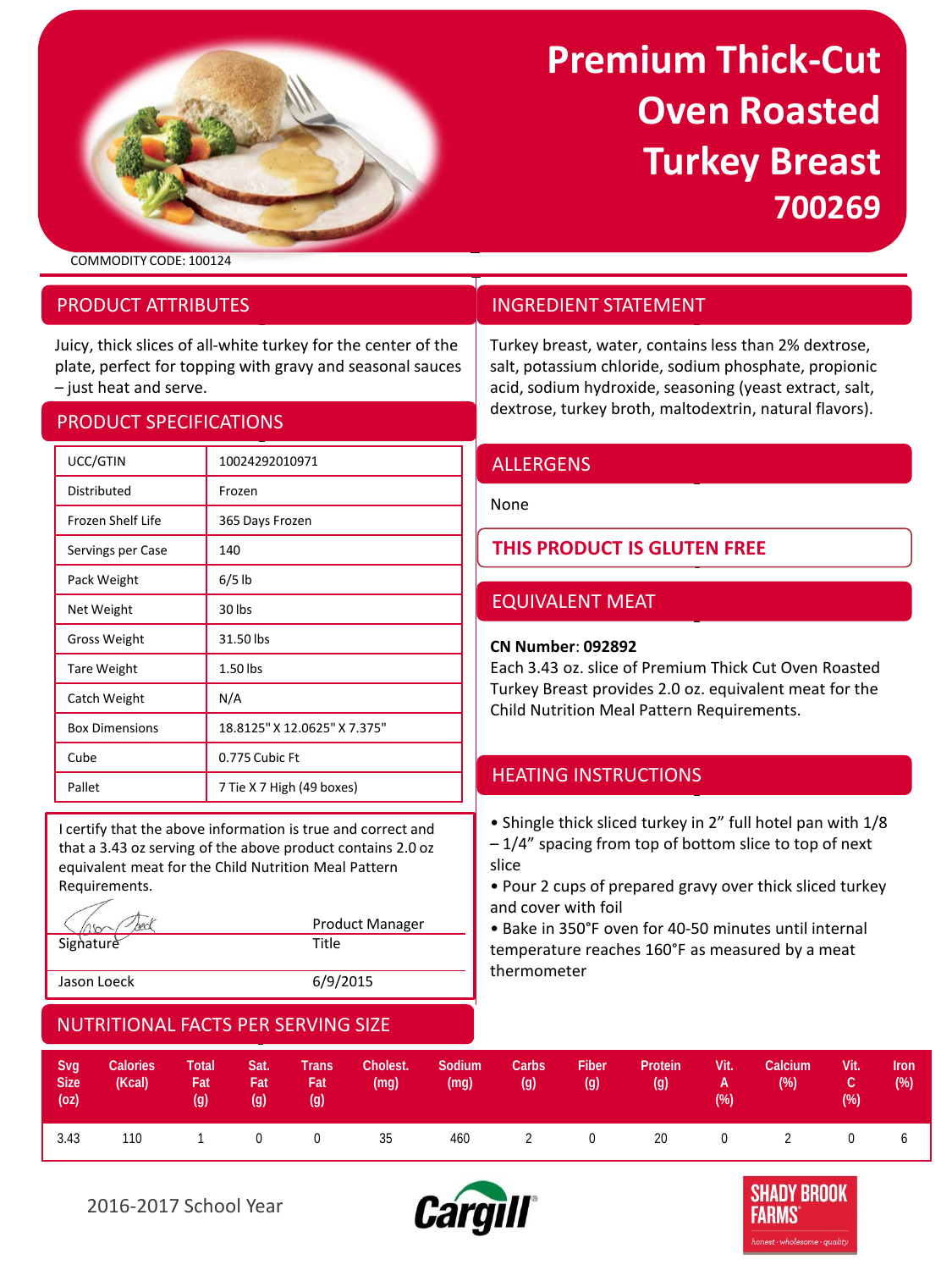# Premium Thick-Cut Oven Roasted Turkey Breast 700269

COMMODITY CODE: 100124

## PRODUCT ATTRIBUTES

Juicy, thick slices of all-white turkey for the center of the plate, perfect for topping with gravy and seasonal sauces – just heat and serve.

## PRODUCT SPECIFICATIONS

| | |
|---|---|
| UCC/GTIN | 10024292010971 |
| Distributed | Frozen |
| Frozen Shelf Life | 365 Days Frozen |
| Servings per Case | 140 |
| Pack Weight | 6/5 lb |
| Net Weight | 30 lbs |
| Gross Weight | 31.50 lbs |
| Tare Weight | 1.50 lbs |
| Catch Weight | N/A |
| Box Dimensions | 18.8125" X 12.0625" X 7.375" |
| Cube | 0.775 Cubic Ft |
| Pallet | 7 Tie X 7 High (49 boxes) |

I certify that the above information is true and correct and that a 3.43 oz serving of the above product contains 2.0 oz equivalent meat for the Child Nutrition Meal Pattern Requirements.

| | |
|---|---|
| Signature | Product Manager<br>Title |
| Jason Loeck | 6/9/2015 |

## INGREDIENT STATEMENT

Turkey breast, water, contains less than 2% dextrose, salt, potassium chloride, sodium phosphate, propionic acid, sodium hydroxide, seasoning (yeast extract, salt, dextrose, turkey broth, maltodextrin, natural flavors).

## ALLERGENS

None

**THIS PRODUCT IS GLUTEN FREE**

## EQUIVALENT MEAT

**CN Number**: **092892**

Each 3.43 oz. slice of Premium Thick Cut Oven Roasted Turkey Breast provides 2.0 oz. equivalent meat for the Child Nutrition Meal Pattern Requirements.

## HEATING INSTRUCTIONS

- Shingle thick sliced turkey in 2" full hotel pan with 1/8 – 1/4" spacing from top of bottom slice to top of next slice
- Pour 2 cups of prepared gravy over thick sliced turkey and cover with foil
- Bake in 350°F oven for 40-50 minutes until internal temperature reaches 160°F as measured by a meat thermometer

## NUTRITIONAL FACTS PER SERVING SIZE

| Svg Size (oz) | Calories (Kcal) | Total Fat (g) | Sat. Fat (g) | Trans Fat (g) | Cholest. (mg) | Sodium (mg) | Carbs (g) | Fiber (g) | Protein (g) | Vit. A (%) | Calcium (%) | Vit. C (%) | Iron (%) |
|---|---|---|---|---|---|---|---|---|---|---|---|---|---|
| 3.43 | 110 | 1 | 0 | 0 | 35 | 460 | 2 | 0 | 20 | 0 | 2 | 0 | 6 |

2016-2017 School Year

Cargill

SHADY BROOK FARMS honest · wholesome · quality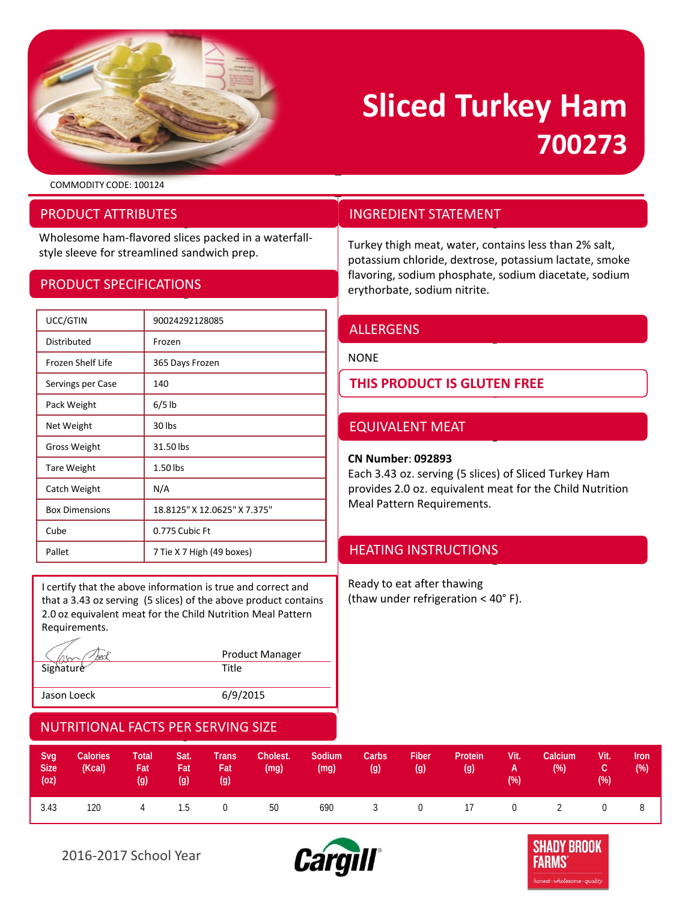# Sliced Turkey Ham
# 700273

COMMODITY CODE: 100124

## PRODUCT ATTRIBUTES

Wholesome ham-flavored slices packed in a waterfall-style sleeve for streamlined sandwich prep.

## PRODUCT SPECIFICATIONS

| | |
|---|---|
| UCC/GTIN | 90024292128085 |
| Distributed | Frozen |
| Frozen Shelf Life | 365 Days Frozen |
| Servings per Case | 140 |
| Pack Weight | 6/5 lb |
| Net Weight | 30 lbs |
| Gross Weight | 31.50 lbs |
| Tare Weight | 1.50 lbs |
| Catch Weight | N/A |
| Box Dimensions | 18.8125" X 12.0625" X 7.375" |
| Cube | 0.775 Cubic Ft |
| Pallet | 7 Tie X 7 High (49 boxes) |

I certify that the above information is true and correct and that a 3.43 oz serving (5 slices) of the above product contains 2.0 oz equivalent meat for the Child Nutrition Meal Pattern Requirements.

| Signature | Title |
|---|---|
| Jason Loeck | Product Manager |
| | 6/9/2015 |

## INGREDIENT STATEMENT

Turkey thigh meat, water, contains less than 2% salt, potassium chloride, dextrose, potassium lactate, smoke flavoring, sodium phosphate, sodium diacetate, sodium erythorbate, sodium nitrite.

## ALLERGENS

NONE

**THIS PRODUCT IS GLUTEN FREE**

## EQUIVALENT MEAT

**CN Number**: **092893**
Each 3.43 oz. serving (5 slices) of Sliced Turkey Ham provides 2.0 oz. equivalent meat for the Child Nutrition Meal Pattern Requirements.

## HEATING INSTRUCTIONS

Ready to eat after thawing
(thaw under refrigeration < 40° F).

## NUTRITIONAL FACTS PER SERVING SIZE

| Svg Size (oz) | Calories (Kcal) | Total Fat (g) | Sat. Fat (g) | Trans Fat (g) | Cholest. (mg) | Sodium (mg) | Carbs (g) | Fiber (g) | Protein (g) | Vit. A (%) | Calcium (%) | Vit. C (%) | Iron (%) |
|---|---|---|---|---|---|---|---|---|---|---|---|---|---|
| 3.43 | 120 | 4 | 1.5 | 0 | 50 | 690 | 3 | 0 | 17 | 0 | 2 | 0 | 8 |

2016-2017 School Year

Cargill®

SHADY BROOK FARMS® honest · wholesome · quality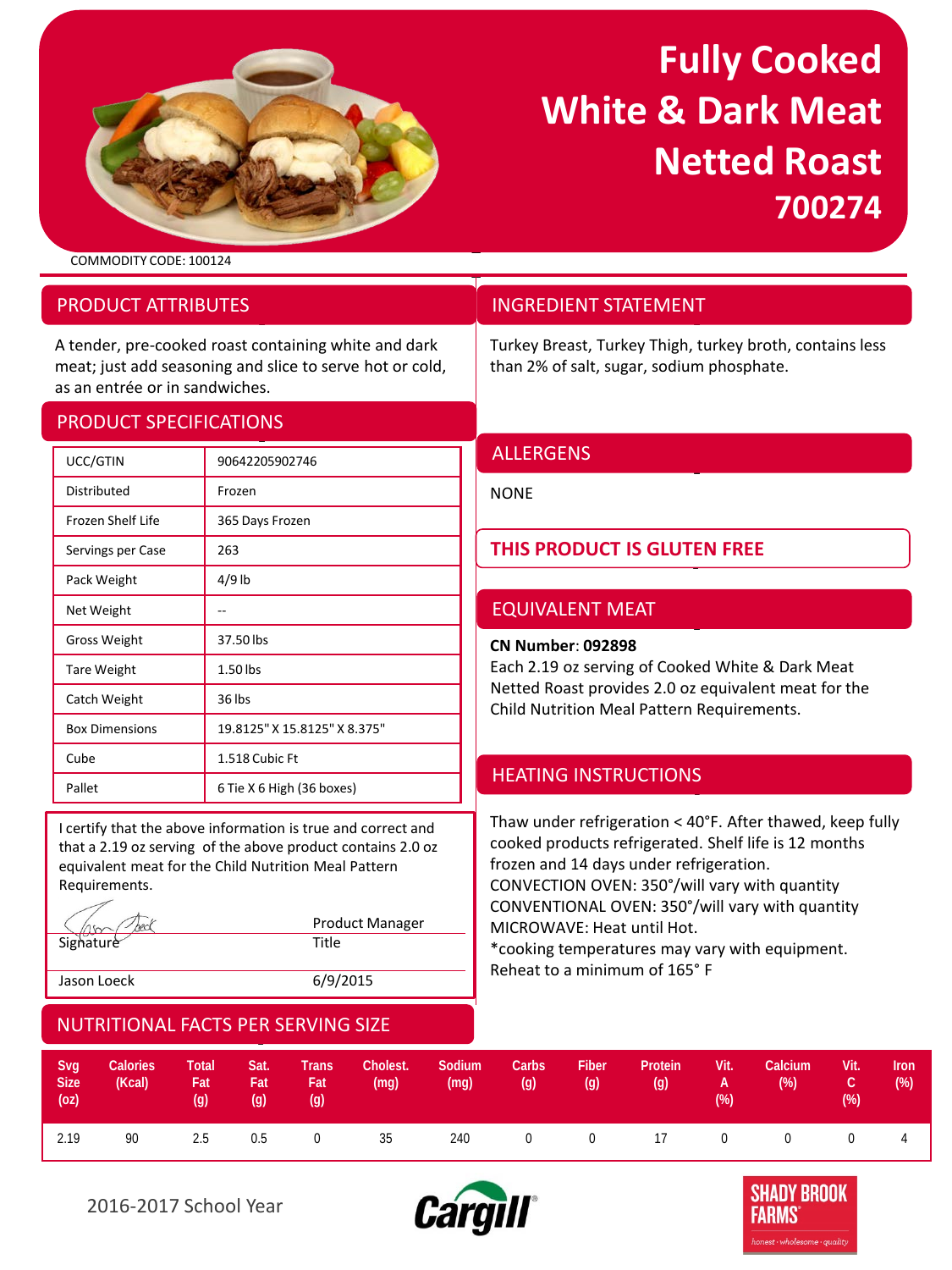# Fully Cooked White & Dark Meat Netted Roast 700274

COMMODITY CODE: 100124

## PRODUCT ATTRIBUTES

A tender, pre-cooked roast containing white and dark meat; just add seasoning and slice to serve hot or cold, as an entrée or in sandwiches.

## PRODUCT SPECIFICATIONS

| | |
|---|---|
| UCC/GTIN | 90642205902746 |
| Distributed | Frozen |
| Frozen Shelf Life | 365 Days Frozen |
| Servings per Case | 263 |
| Pack Weight | 4/9 lb |
| Net Weight | -- |
| Gross Weight | 37.50 lbs |
| Tare Weight | 1.50 lbs |
| Catch Weight | 36 lbs |
| Box Dimensions | 19.8125" X 15.8125" X 8.375" |
| Cube | 1.518 Cubic Ft |
| Pallet | 6 Tie X 6 High (36 boxes) |

I certify that the above information is true and correct and that a 2.19 oz serving of the above product contains 2.0 oz equivalent meat for the Child Nutrition Meal Pattern Requirements.

| | |
|---|---|
| Signature | Product Manager (Title) |
| Jason Loeck | 6/9/2015 |

## INGREDIENT STATEMENT

Turkey Breast, Turkey Thigh, turkey broth, contains less than 2% of salt, sugar, sodium phosphate.

## ALLERGENS

NONE

## THIS PRODUCT IS GLUTEN FREE

## EQUIVALENT MEAT

**CN Number**: **092898**
Each 2.19 oz serving of Cooked White & Dark Meat Netted Roast provides 2.0 oz equivalent meat for the Child Nutrition Meal Pattern Requirements.

## HEATING INSTRUCTIONS

Thaw under refrigeration < 40°F. After thawed, keep fully cooked products refrigerated. Shelf life is 12 months frozen and 14 days under refrigeration.
CONVECTION OVEN: 350°/will vary with quantity
CONVENTIONAL OVEN: 350°/will vary with quantity
MICROWAVE: Heat until Hot.
*cooking temperatures may vary with equipment.
Reheat to a minimum of 165° F

## NUTRITIONAL FACTS PER SERVING SIZE

| Svg Size (oz) | Calories (Kcal) | Total Fat (g) | Sat. Fat (g) | Trans Fat (g) | Cholest. (mg) | Sodium (mg) | Carbs (g) | Fiber (g) | Protein (g) | Vit. A (%) | Calcium (%) | Vit. C (%) | Iron (%) |
|---|---|---|---|---|---|---|---|---|---|---|---|---|---|
| 2.19 | 90 | 2.5 | 0.5 | 0 | 35 | 240 | 0 | 0 | 17 | 0 | 0 | 0 | 4 |

2016-2017 School Year

Cargill®

SHADY BROOK FARMS® honest · wholesome · quality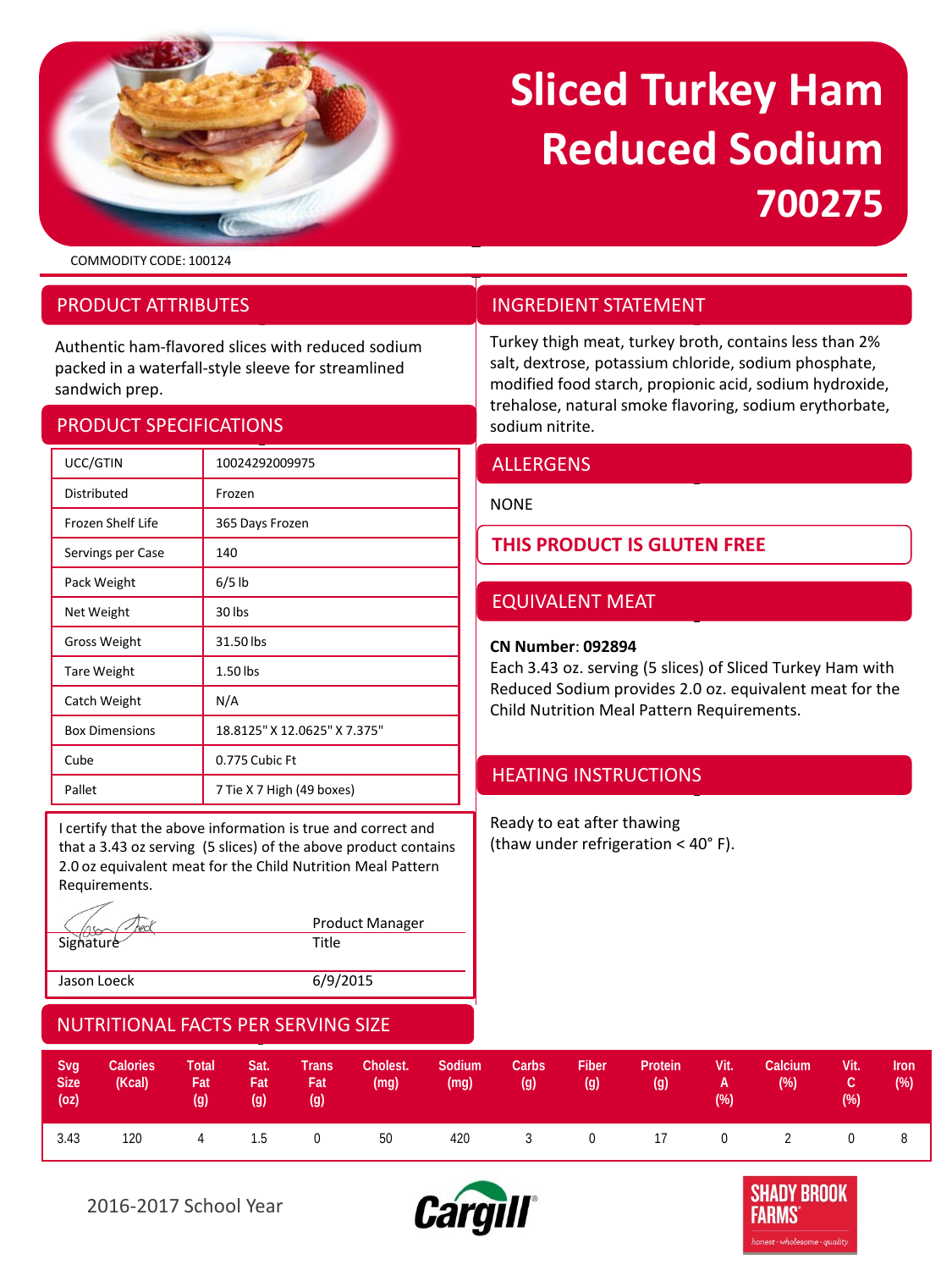# Sliced Turkey Ham Reduced Sodium 700275

COMMODITY CODE: 100124

## PRODUCT ATTRIBUTES

Authentic ham-flavored slices with reduced sodium packed in a waterfall-style sleeve for streamlined sandwich prep.

## PRODUCT SPECIFICATIONS

| | |
|---|---|
| UCC/GTIN | 10024292009975 |
| Distributed | Frozen |
| Frozen Shelf Life | 365 Days Frozen |
| Servings per Case | 140 |
| Pack Weight | 6/5 lb |
| Net Weight | 30 lbs |
| Gross Weight | 31.50 lbs |
| Tare Weight | 1.50 lbs |
| Catch Weight | N/A |
| Box Dimensions | 18.8125" X 12.0625" X 7.375" |
| Cube | 0.775 Cubic Ft |
| Pallet | 7 Tie X 7 High (49 boxes) |

I certify that the above information is true and correct and that a 3.43 oz serving (5 slices) of the above product contains 2.0 oz equivalent meat for the Child Nutrition Meal Pattern Requirements.

| | |
|---|---|
| Signature | Product Manager<br>Title |
| Jason Loeck | 6/9/2015 |

## INGREDIENT STATEMENT

Turkey thigh meat, turkey broth, contains less than 2% salt, dextrose, potassium chloride, sodium phosphate, modified food starch, propionic acid, sodium hydroxide, trehalose, natural smoke flavoring, sodium erythorbate, sodium nitrite.

## ALLERGENS

NONE

**THIS PRODUCT IS GLUTEN FREE**

## EQUIVALENT MEAT

**CN Number**: **092894**

Each 3.43 oz. serving (5 slices) of Sliced Turkey Ham with Reduced Sodium provides 2.0 oz. equivalent meat for the Child Nutrition Meal Pattern Requirements.

## HEATING INSTRUCTIONS

Ready to eat after thawing (thaw under refrigeration < 40° F).

## NUTRITIONAL FACTS PER SERVING SIZE

| Svg Size (oz) | Calories (Kcal) | Total Fat (g) | Sat. Fat (g) | Trans Fat (g) | Cholest. (mg) | Sodium (mg) | Carbs (g) | Fiber (g) | Protein (g) | Vit. A (%) | Calcium (%) | Vit. C (%) | Iron (%) |
|---|---|---|---|---|---|---|---|---|---|---|---|---|---|
| 3.43 | 120 | 4 | 1.5 | 0 | 50 | 420 | 3 | 0 | 17 | 0 | 2 | 0 | 8 |

2016-2017 School Year

Cargill

SHADY BROOK FARMS honest · wholesome · quality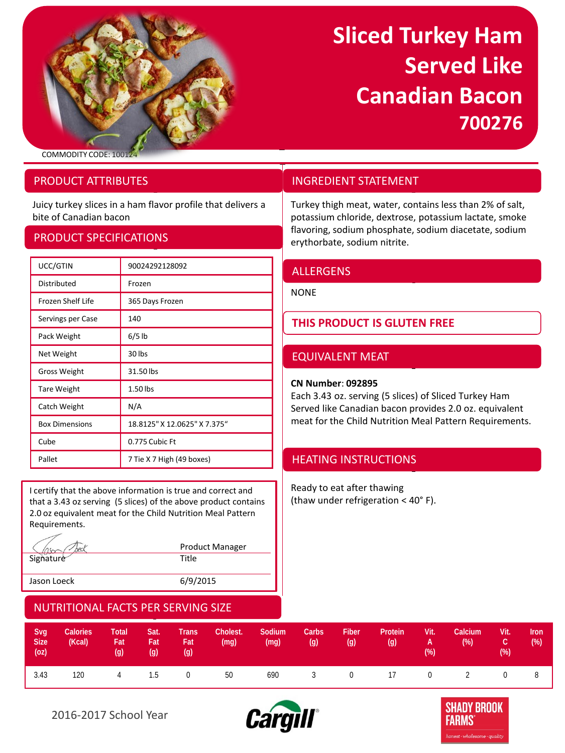# Sliced Turkey Ham Served Like Canadian Bacon 700276

COMMODITY CODE: 100124

## PRODUCT ATTRIBUTES

Juicy turkey slices in a ham flavor profile that delivers a bite of Canadian bacon

## PRODUCT SPECIFICATIONS

| UCC/GTIN | 90024292128092 |
|---|---|
| Distributed | Frozen |
| Frozen Shelf Life | 365 Days Frozen |
| Servings per Case | 140 |
| Pack Weight | 6/5 lb |
| Net Weight | 30 lbs |
| Gross Weight | 31.50 lbs |
| Tare Weight | 1.50 lbs |
| Catch Weight | N/A |
| Box Dimensions | 18.8125" X 12.0625" X 7.375" |
| Cube | 0.775 Cubic Ft |
| Pallet | 7 Tie X 7 High (49 boxes) |

I certify that the above information is true and correct and that a 3.43 oz serving (5 slices) of the above product contains 2.0 oz equivalent meat for the Child Nutrition Meal Pattern Requirements.

| Signature | Product Manager Title |
|---|---|
| Jason Loeck | 6/9/2015 |

## INGREDIENT STATEMENT

Turkey thigh meat, water, contains less than 2% of salt, potassium chloride, dextrose, potassium lactate, smoke flavoring, sodium phosphate, sodium diacetate, sodium erythorbate, sodium nitrite.

## ALLERGENS

NONE

**THIS PRODUCT IS GLUTEN FREE**

## EQUIVALENT MEAT

**CN Number**: **092895**

Each 3.43 oz. serving (5 slices) of Sliced Turkey Ham Served like Canadian bacon provides 2.0 oz. equivalent meat for the Child Nutrition Meal Pattern Requirements.

## HEATING INSTRUCTIONS

Ready to eat after thawing
(thaw under refrigeration < 40° F).

## NUTRITIONAL FACTS PER SERVING SIZE

| Svg Size (oz) | Calories (Kcal) | Total Fat (g) | Sat. Fat (g) | Trans Fat (g) | Cholest. (mg) | Sodium (mg) | Carbs (g) | Fiber (g) | Protein (g) | Vit. A (%) | Calcium (%) | Vit. C (%) | Iron (%) |
|---|---|---|---|---|---|---|---|---|---|---|---|---|---|
| 3.43 | 120 | 4 | 1.5 | 0 | 50 | 690 | 3 | 0 | 17 | 0 | 2 | 0 | 8 |

2016-2017 School Year

Cargill

SHADY BROOK FARMS honest · wholesome · quality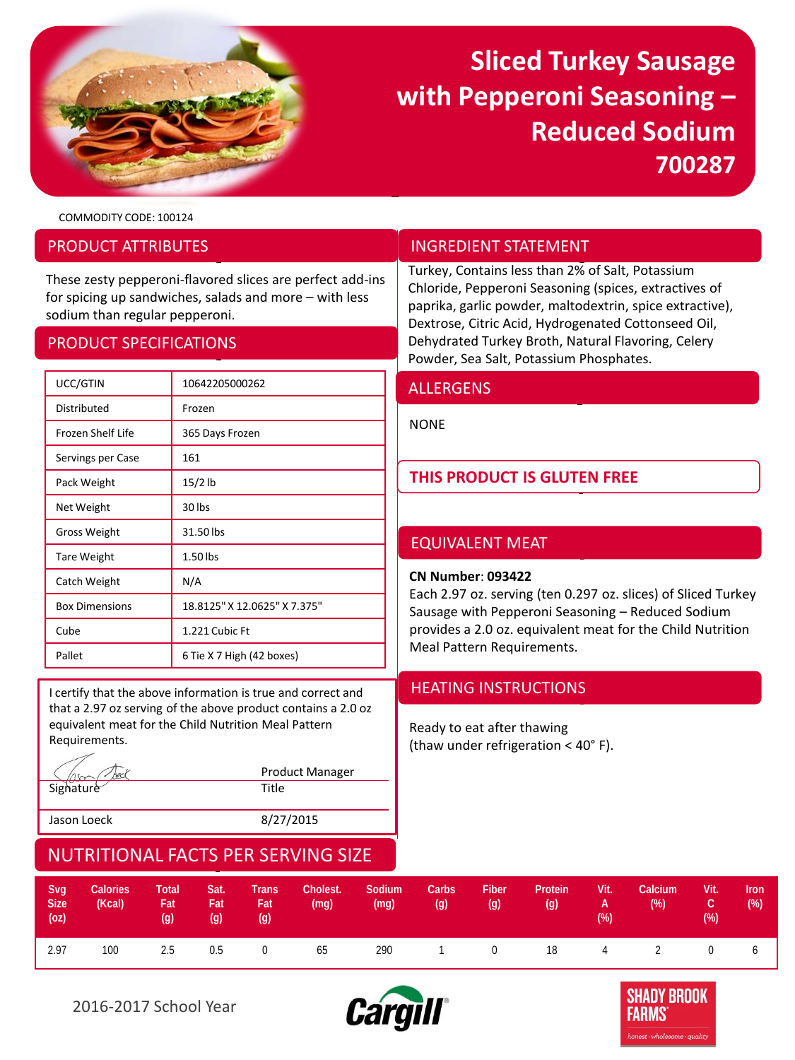# Sliced Turkey Sausage with Pepperoni Seasoning – Reduced Sodium 700287

COMMODITY CODE: 100124

## PRODUCT ATTRIBUTES

These zesty pepperoni-flavored slices are perfect add-ins for spicing up sandwiches, salads and more – with less sodium than regular pepperoni.

## PRODUCT SPECIFICATIONS

| | |
|---|---|
| UCC/GTIN | 10642205000262 |
| Distributed | Frozen |
| Frozen Shelf Life | 365 Days Frozen |
| Servings per Case | 161 |
| Pack Weight | 15/2 lb |
| Net Weight | 30 lbs |
| Gross Weight | 31.50 lbs |
| Tare Weight | 1.50 lbs |
| Catch Weight | N/A |
| Box Dimensions | 18.8125" X 12.0625" X 7.375" |
| Cube | 1.221 Cubic Ft |
| Pallet | 6 Tie X 7 High (42 boxes) |

I certify that the above information is true and correct and that a 2.97 oz serving of the above product contains a 2.0 oz equivalent meat for the Child Nutrition Meal Pattern Requirements.

| | |
|---|---|
| Signature | Product Manager<br>Title |
| Jason Loeck | 8/27/2015 |

## INGREDIENT STATEMENT

Turkey, Contains less than 2% of Salt, Potassium Chloride, Pepperoni Seasoning (spices, extractives of paprika, garlic powder, maltodextrin, spice extractive), Dextrose, Citric Acid, Hydrogenated Cottonseed Oil, Dehydrated Turkey Broth, Natural Flavoring, Celery Powder, Sea Salt, Potassium Phosphates.

## ALLERGENS

NONE

## THIS PRODUCT IS GLUTEN FREE

## EQUIVALENT MEAT

**CN Number**: **093422**

Each 2.97 oz. serving (ten 0.297 oz. slices) of Sliced Turkey Sausage with Pepperoni Seasoning – Reduced Sodium provides a 2.0 oz. equivalent meat for the Child Nutrition Meal Pattern Requirements.

## HEATING INSTRUCTIONS

Ready to eat after thawing (thaw under refrigeration < 40° F).

## NUTRITIONAL FACTS PER SERVING SIZE

| Svg Size (oz) | Calories (Kcal) | Total Fat (g) | Sat. Fat (g) | Trans Fat (g) | Cholest. (mg) | Sodium (mg) | Carbs (g) | Fiber (g) | Protein (g) | Vit. A (%) | Calcium (%) | Vit. C (%) | Iron (%) |
|---|---|---|---|---|---|---|---|---|---|---|---|---|---|
| 2.97 | 100 | 2.5 | 0.5 | 0 | 65 | 290 | 1 | 0 | 18 | 4 | 2 | 0 | 6 |

2016-2017 School Year

Cargill®

SHADY BROOK FARMS® honest · wholesome · quality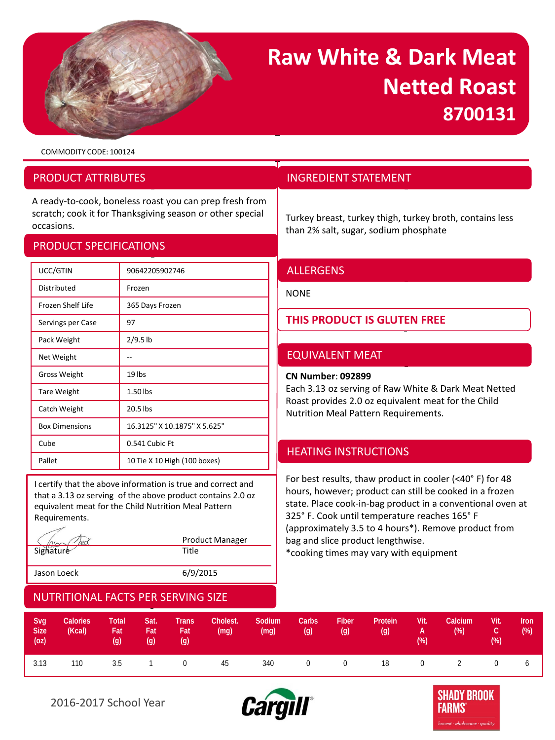# Raw White & Dark Meat Netted Roast

## 8700131

COMMODITY CODE: 100124

## PRODUCT ATTRIBUTES

A ready-to-cook, boneless roast you can prep fresh from scratch; cook it for Thanksgiving season or other special occasions.

## PRODUCT SPECIFICATIONS

| | |
|---|---|
| UCC/GTIN | 90642205902746 |
| Distributed | Frozen |
| Frozen Shelf Life | 365 Days Frozen |
| Servings per Case | 97 |
| Pack Weight | 2/9.5 lb |
| Net Weight | -- |
| Gross Weight | 19 lbs |
| Tare Weight | 1.50 lbs |
| Catch Weight | 20.5 lbs |
| Box Dimensions | 16.3125" X 10.1875" X 5.625" |
| Cube | 0.541 Cubic Ft |
| Pallet | 10 Tie X 10 High (100 boxes) |

I certify that the above information is true and correct and that a 3.13 oz serving of the above product contains 2.0 oz equivalent meat for the Child Nutrition Meal Pattern Requirements.

| | |
|---|---|
| Signature | Product Manager<br>Title |
| Jason Loeck | 6/9/2015 |

## INGREDIENT STATEMENT

Turkey breast, turkey thigh, turkey broth, contains less than 2% salt, sugar, sodium phosphate

## ALLERGENS

NONE

## THIS PRODUCT IS GLUTEN FREE

## EQUIVALENT MEAT

**CN Number**: **092899**

Each 3.13 oz serving of Raw White & Dark Meat Netted Roast provides 2.0 oz equivalent meat for the Child Nutrition Meal Pattern Requirements.

## HEATING INSTRUCTIONS

For best results, thaw product in cooler (<40° F) for 48 hours, however; product can still be cooked in a frozen state. Place cook-in-bag product in a conventional oven at 325° F. Cook until temperature reaches 165° F (approximately 3.5 to 4 hours*). Remove product from bag and slice product lengthwise.

*cooking times may vary with equipment

## NUTRITIONAL FACTS PER SERVING SIZE

| Svg Size (oz) | Calories (Kcal) | Total Fat (g) | Sat. Fat (g) | Trans Fat (g) | Cholest. (mg) | Sodium (mg) | Carbs (g) | Fiber (g) | Protein (g) | Vit. A (%) | Calcium (%) | Vit. C (%) | Iron (%) |
|---|---|---|---|---|---|---|---|---|---|---|---|---|---|
| 3.13 | 110 | 3.5 | 1 | 0 | 45 | 340 | 0 | 0 | 18 | 0 | 2 | 0 | 6 |

2016-2017 School Year

Cargill

SHADY BROOK FARMS
honest · wholesome · quality